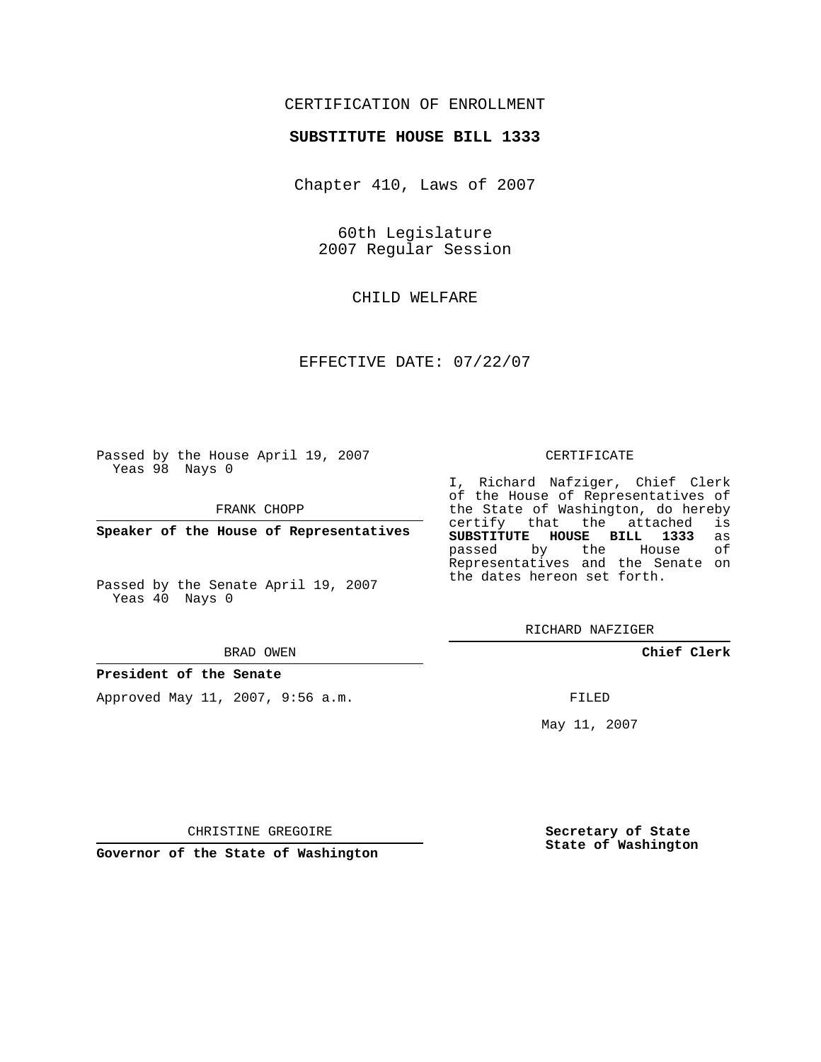CERTIFICATION OF ENROLLMENT

**SUBSTITUTE HOUSE BILL 1333**

Chapter 410, Laws of 2007

60th Legislature
2007 Regular Session

CHILD WELFARE

EFFECTIVE DATE: 07/22/07

Passed by the House April 19, 2007
Yeas 98 Nays 0

FRANK CHOPP

**Speaker of the House of Representatives**

Passed by the Senate April 19, 2007
Yeas 40 Nays 0

BRAD OWEN

**President of the Senate**

Approved May 11, 2007, 9:56 a.m.

CHRISTINE GREGOIRE

**Governor of the State of Washington**

CERTIFICATE

I, Richard Nafziger, Chief Clerk of the House of Representatives of the State of Washington, do hereby certify that the attached is **SUBSTITUTE HOUSE BILL 1333** as passed by the House of Representatives and the Senate on the dates hereon set forth.

RICHARD NAFZIGER

**Chief Clerk**

FILED

May 11, 2007

**Secretary of State**
**State of Washington**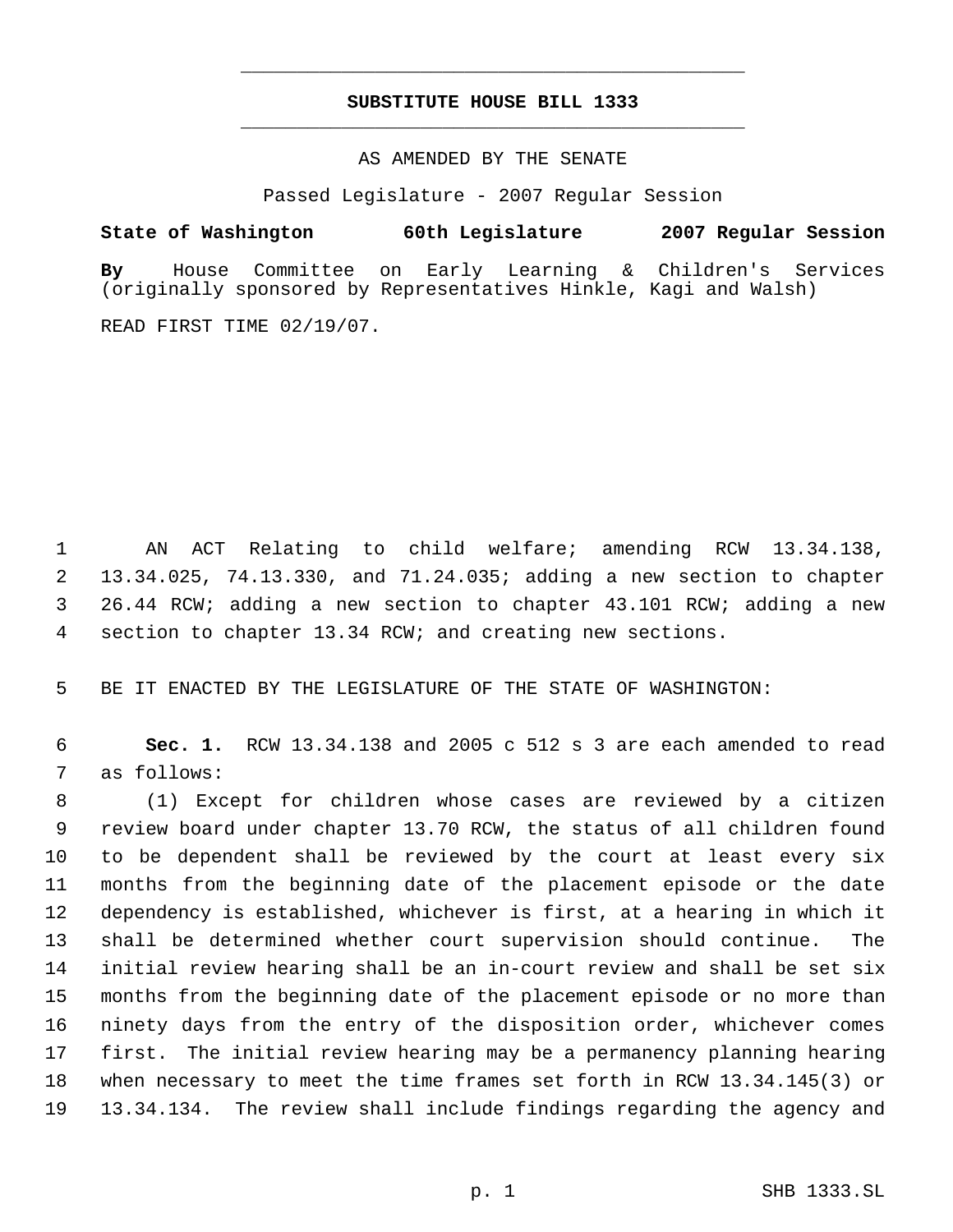# SUBSTITUTE HOUSE BILL 1333

AS AMENDED BY THE SENATE

Passed Legislature - 2007 Regular Session

**State of Washington 60th Legislature 2007 Regular Session**

**By** House Committee on Early Learning & Children's Services (originally sponsored by Representatives Hinkle, Kagi and Walsh)

READ FIRST TIME 02/19/07.

AN ACT Relating to child welfare; amending RCW 13.34.138, 13.34.025, 74.13.330, and 71.24.035; adding a new section to chapter 26.44 RCW; adding a new section to chapter 43.101 RCW; adding a new section to chapter 13.34 RCW; and creating new sections.

BE IT ENACTED BY THE LEGISLATURE OF THE STATE OF WASHINGTON:

**Sec. 1.** RCW 13.34.138 and 2005 c 512 s 3 are each amended to read as follows:

(1) Except for children whose cases are reviewed by a citizen review board under chapter 13.70 RCW, the status of all children found to be dependent shall be reviewed by the court at least every six months from the beginning date of the placement episode or the date dependency is established, whichever is first, at a hearing in which it shall be determined whether court supervision should continue. The initial review hearing shall be an in-court review and shall be set six months from the beginning date of the placement episode or no more than ninety days from the entry of the disposition order, whichever comes first. The initial review hearing may be a permanency planning hearing when necessary to meet the time frames set forth in RCW 13.34.145(3) or 13.34.134. The review shall include findings regarding the agency and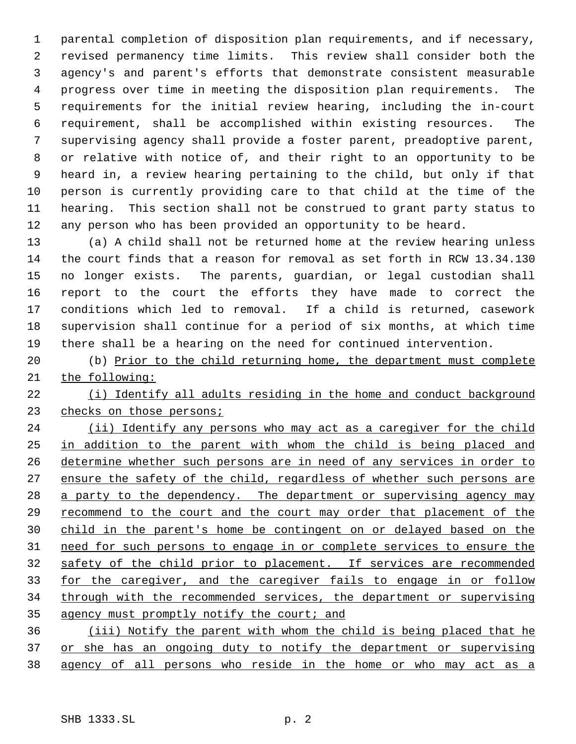parental completion of disposition plan requirements, and if necessary, revised permanency time limits. This review shall consider both the agency's and parent's efforts that demonstrate consistent measurable progress over time in meeting the disposition plan requirements. The requirements for the initial review hearing, including the in-court requirement, shall be accomplished within existing resources. The supervising agency shall provide a foster parent, preadoptive parent, or relative with notice of, and their right to an opportunity to be heard in, a review hearing pertaining to the child, but only if that person is currently providing care to that child at the time of the hearing. This section shall not be construed to grant party status to any person who has been provided an opportunity to be heard.

(a) A child shall not be returned home at the review hearing unless the court finds that a reason for removal as set forth in RCW 13.34.130 no longer exists. The parents, guardian, or legal custodian shall report to the court the efforts they have made to correct the conditions which led to removal. If a child is returned, casework supervision shall continue for a period of six months, at which time there shall be a hearing on the need for continued intervention.

(b) <u>Prior to the child returning home, the department must complete the following:</u>

<u>(i) Identify all adults residing in the home and conduct background checks on those persons;</u>

<u>(ii) Identify any persons who may act as a caregiver for the child in addition to the parent with whom the child is being placed and determine whether such persons are in need of any services in order to ensure the safety of the child, regardless of whether such persons are a party to the dependency. The department or supervising agency may recommend to the court and the court may order that placement of the child in the parent's home be contingent on or delayed based on the need for such persons to engage in or complete services to ensure the safety of the child prior to placement. If services are recommended for the caregiver, and the caregiver fails to engage in or follow through with the recommended services, the department or supervising agency must promptly notify the court; and</u>

<u>(iii) Notify the parent with whom the child is being placed that he or she has an ongoing duty to notify the department or supervising agency of all persons who reside in the home or who may act as a</u>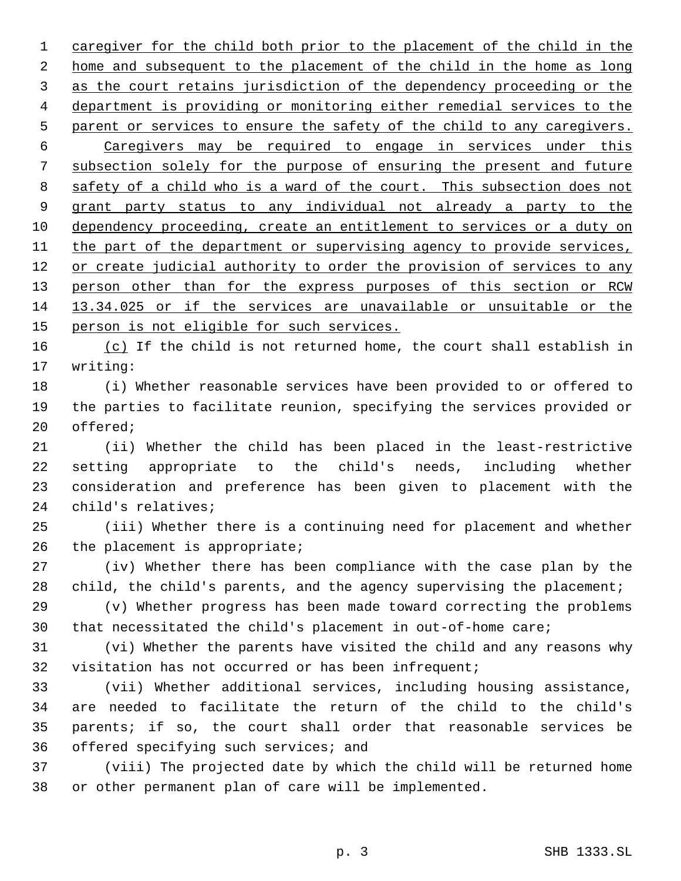caregiver for the child both prior to the placement of the child in the home and subsequent to the placement of the child in the home as long as the court retains jurisdiction of the dependency proceeding or the department is providing or monitoring either remedial services to the parent or services to ensure the safety of the child to any caregivers. Caregivers may be required to engage in services under this subsection solely for the purpose of ensuring the present and future safety of a child who is a ward of the court. This subsection does not grant party status to any individual not already a party to the dependency proceeding, create an entitlement to services or a duty on the part of the department or supervising agency to provide services, or create judicial authority to order the provision of services to any person other than for the express purposes of this section or RCW 13.34.025 or if the services are unavailable or unsuitable or the person is not eligible for such services.

(c) If the child is not returned home, the court shall establish in writing:

(i) Whether reasonable services have been provided to or offered to the parties to facilitate reunion, specifying the services provided or offered;

(ii) Whether the child has been placed in the least-restrictive setting appropriate to the child's needs, including whether consideration and preference has been given to placement with the child's relatives;

(iii) Whether there is a continuing need for placement and whether the placement is appropriate;

(iv) Whether there has been compliance with the case plan by the child, the child's parents, and the agency supervising the placement;

(v) Whether progress has been made toward correcting the problems that necessitated the child's placement in out-of-home care;

(vi) Whether the parents have visited the child and any reasons why visitation has not occurred or has been infrequent;

(vii) Whether additional services, including housing assistance, are needed to facilitate the return of the child to the child's parents; if so, the court shall order that reasonable services be offered specifying such services; and

(viii) The projected date by which the child will be returned home or other permanent plan of care will be implemented.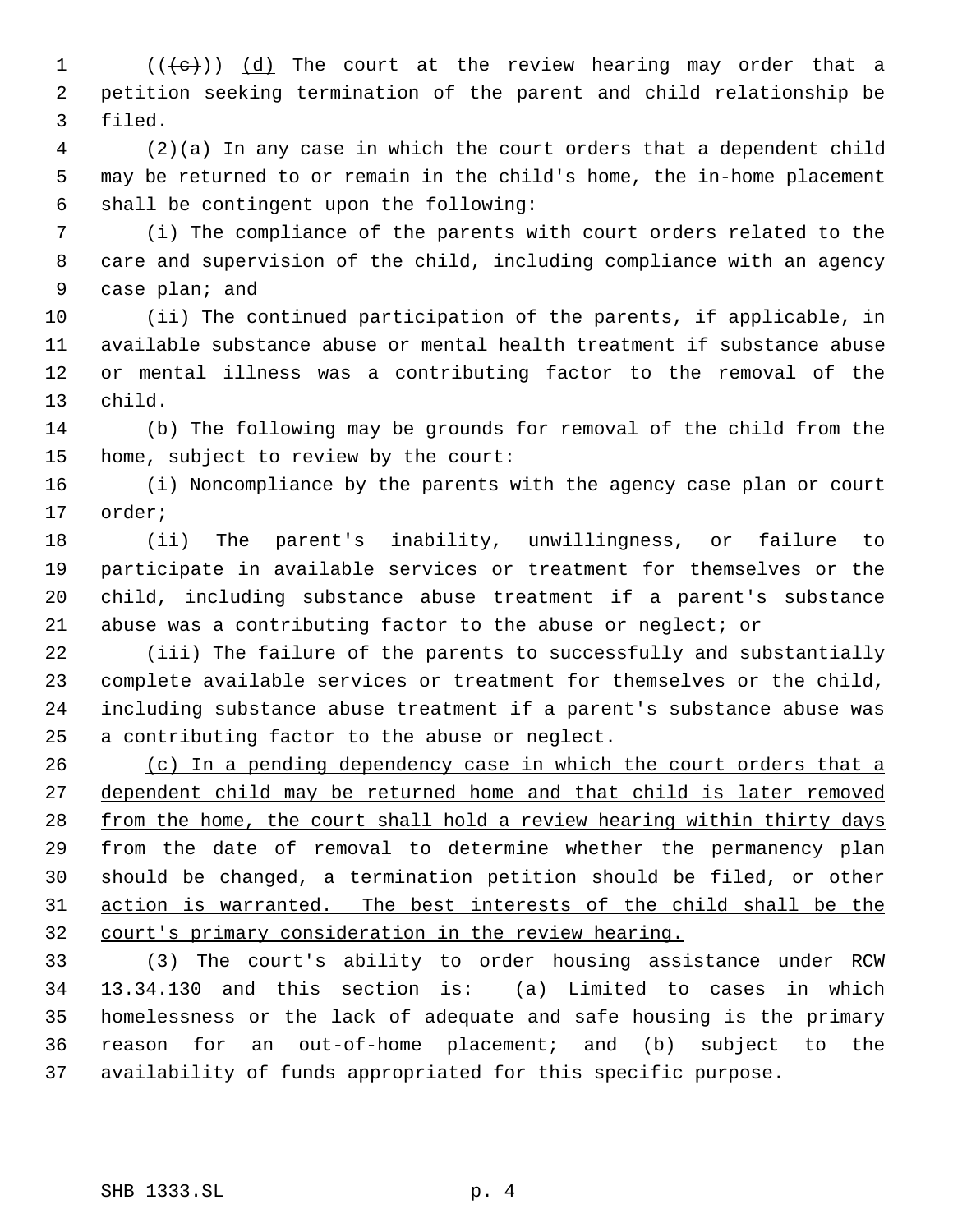((~~(c)~~)) <u>(d)</u> The court at the review hearing may order that a petition seeking termination of the parent and child relationship be filed.

(2)(a) In any case in which the court orders that a dependent child may be returned to or remain in the child's home, the in-home placement shall be contingent upon the following:

(i) The compliance of the parents with court orders related to the care and supervision of the child, including compliance with an agency case plan; and

(ii) The continued participation of the parents, if applicable, in available substance abuse or mental health treatment if substance abuse or mental illness was a contributing factor to the removal of the child.

(b) The following may be grounds for removal of the child from the home, subject to review by the court:

(i) Noncompliance by the parents with the agency case plan or court order;

(ii) The parent's inability, unwillingness, or failure to participate in available services or treatment for themselves or the child, including substance abuse treatment if a parent's substance abuse was a contributing factor to the abuse or neglect; or

(iii) The failure of the parents to successfully and substantially complete available services or treatment for themselves or the child, including substance abuse treatment if a parent's substance abuse was a contributing factor to the abuse or neglect.

<u>(c) In a pending dependency case in which the court orders that a dependent child may be returned home and that child is later removed from the home, the court shall hold a review hearing within thirty days from the date of removal to determine whether the permanency plan should be changed, a termination petition should be filed, or other action is warranted. The best interests of the child shall be the court's primary consideration in the review hearing.</u>

(3) The court's ability to order housing assistance under RCW 13.34.130 and this section is: (a) Limited to cases in which homelessness or the lack of adequate and safe housing is the primary reason for an out-of-home placement; and (b) subject to the availability of funds appropriated for this specific purpose.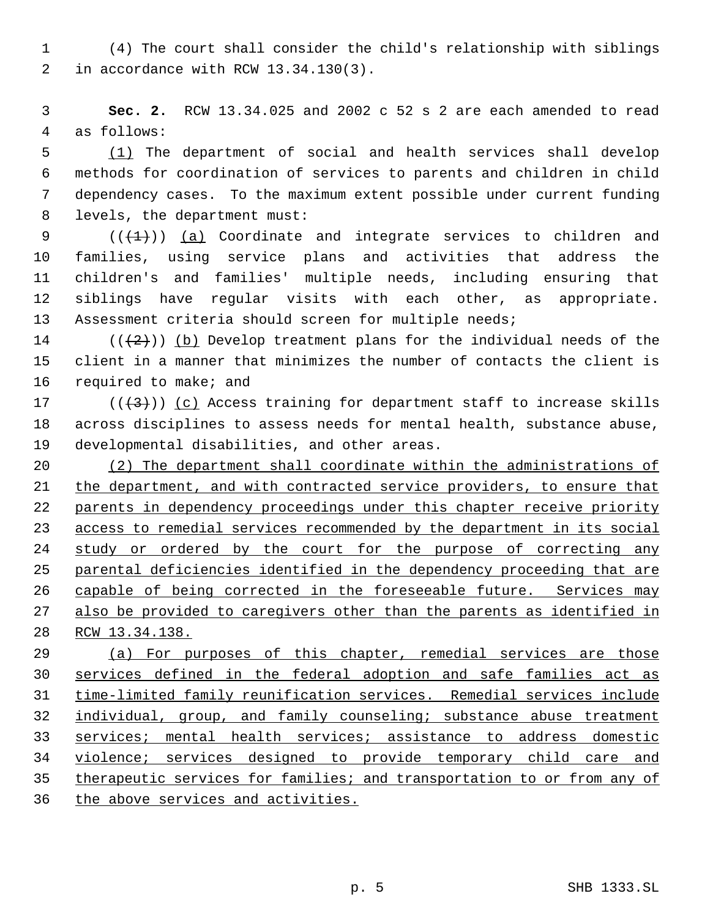(4) The court shall consider the child's relationship with siblings in accordance with RCW 13.34.130(3).

**Sec. 2.** RCW 13.34.025 and 2002 c 52 s 2 are each amended to read as follows:

<u>(1)</u> The department of social and health services shall develop methods for coordination of services to parents and children in child dependency cases. To the maximum extent possible under current funding levels, the department must:

((~~(1)~~)) <u>(a)</u> Coordinate and integrate services to children and families, using service plans and activities that address the children's and families' multiple needs, including ensuring that siblings have regular visits with each other, as appropriate. Assessment criteria should screen for multiple needs;

((~~(2)~~)) <u>(b)</u> Develop treatment plans for the individual needs of the client in a manner that minimizes the number of contacts the client is required to make; and

((~~(3)~~)) <u>(c)</u> Access training for department staff to increase skills across disciplines to assess needs for mental health, substance abuse, developmental disabilities, and other areas.

<u>(2) The department shall coordinate within the administrations of the department, and with contracted service providers, to ensure that parents in dependency proceedings under this chapter receive priority access to remedial services recommended by the department in its social study or ordered by the court for the purpose of correcting any parental deficiencies identified in the dependency proceeding that are capable of being corrected in the foreseeable future. Services may also be provided to caregivers other than the parents as identified in RCW 13.34.138.</u>

<u>(a) For purposes of this chapter, remedial services are those services defined in the federal adoption and safe families act as time-limited family reunification services. Remedial services include individual, group, and family counseling; substance abuse treatment services; mental health services; assistance to address domestic violence; services designed to provide temporary child care and therapeutic services for families; and transportation to or from any of the above services and activities.</u>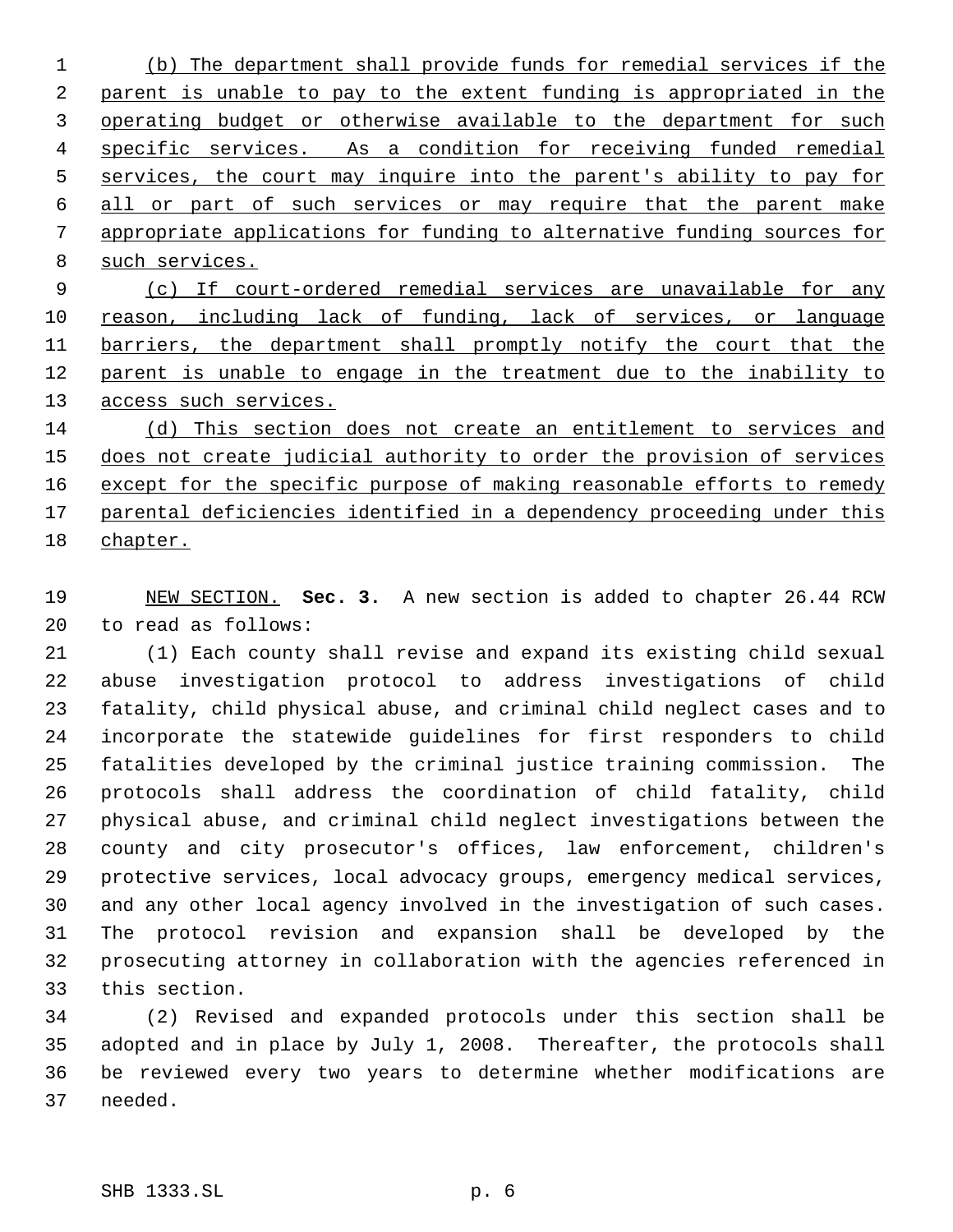(b) The department shall provide funds for remedial services if the parent is unable to pay to the extent funding is appropriated in the operating budget or otherwise available to the department for such specific services. As a condition for receiving funded remedial services, the court may inquire into the parent's ability to pay for all or part of such services or may require that the parent make appropriate applications for funding to alternative funding sources for such services.

(c) If court-ordered remedial services are unavailable for any reason, including lack of funding, lack of services, or language barriers, the department shall promptly notify the court that the parent is unable to engage in the treatment due to the inability to access such services.

(d) This section does not create an entitlement to services and does not create judicial authority to order the provision of services except for the specific purpose of making reasonable efforts to remedy parental deficiencies identified in a dependency proceeding under this chapter.

NEW SECTION. **Sec. 3.** A new section is added to chapter 26.44 RCW to read as follows:

(1) Each county shall revise and expand its existing child sexual abuse investigation protocol to address investigations of child fatality, child physical abuse, and criminal child neglect cases and to incorporate the statewide guidelines for first responders to child fatalities developed by the criminal justice training commission. The protocols shall address the coordination of child fatality, child physical abuse, and criminal child neglect investigations between the county and city prosecutor's offices, law enforcement, children's protective services, local advocacy groups, emergency medical services, and any other local agency involved in the investigation of such cases. The protocol revision and expansion shall be developed by the prosecuting attorney in collaboration with the agencies referenced in this section.

(2) Revised and expanded protocols under this section shall be adopted and in place by July 1, 2008. Thereafter, the protocols shall be reviewed every two years to determine whether modifications are needed.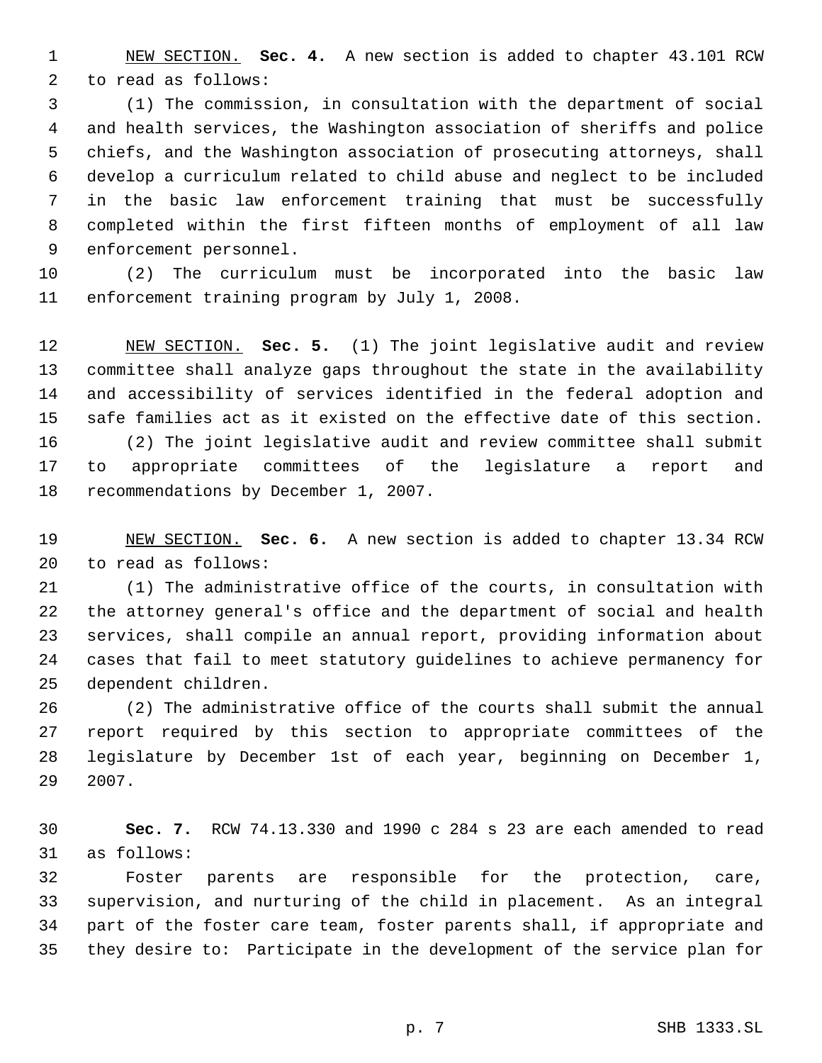NEW SECTION. **Sec. 4.** A new section is added to chapter 43.101 RCW to read as follows:

(1) The commission, in consultation with the department of social and health services, the Washington association of sheriffs and police chiefs, and the Washington association of prosecuting attorneys, shall develop a curriculum related to child abuse and neglect to be included in the basic law enforcement training that must be successfully completed within the first fifteen months of employment of all law enforcement personnel.

(2) The curriculum must be incorporated into the basic law enforcement training program by July 1, 2008.

NEW SECTION. **Sec. 5.** (1) The joint legislative audit and review committee shall analyze gaps throughout the state in the availability and accessibility of services identified in the federal adoption and safe families act as it existed on the effective date of this section.

(2) The joint legislative audit and review committee shall submit to appropriate committees of the legislature a report and recommendations by December 1, 2007.

NEW SECTION. **Sec. 6.** A new section is added to chapter 13.34 RCW to read as follows:

(1) The administrative office of the courts, in consultation with the attorney general's office and the department of social and health services, shall compile an annual report, providing information about cases that fail to meet statutory guidelines to achieve permanency for dependent children.

(2) The administrative office of the courts shall submit the annual report required by this section to appropriate committees of the legislature by December 1st of each year, beginning on December 1, 2007.

**Sec. 7.** RCW 74.13.330 and 1990 c 284 s 23 are each amended to read as follows:

Foster parents are responsible for the protection, care, supervision, and nurturing of the child in placement. As an integral part of the foster care team, foster parents shall, if appropriate and they desire to: Participate in the development of the service plan for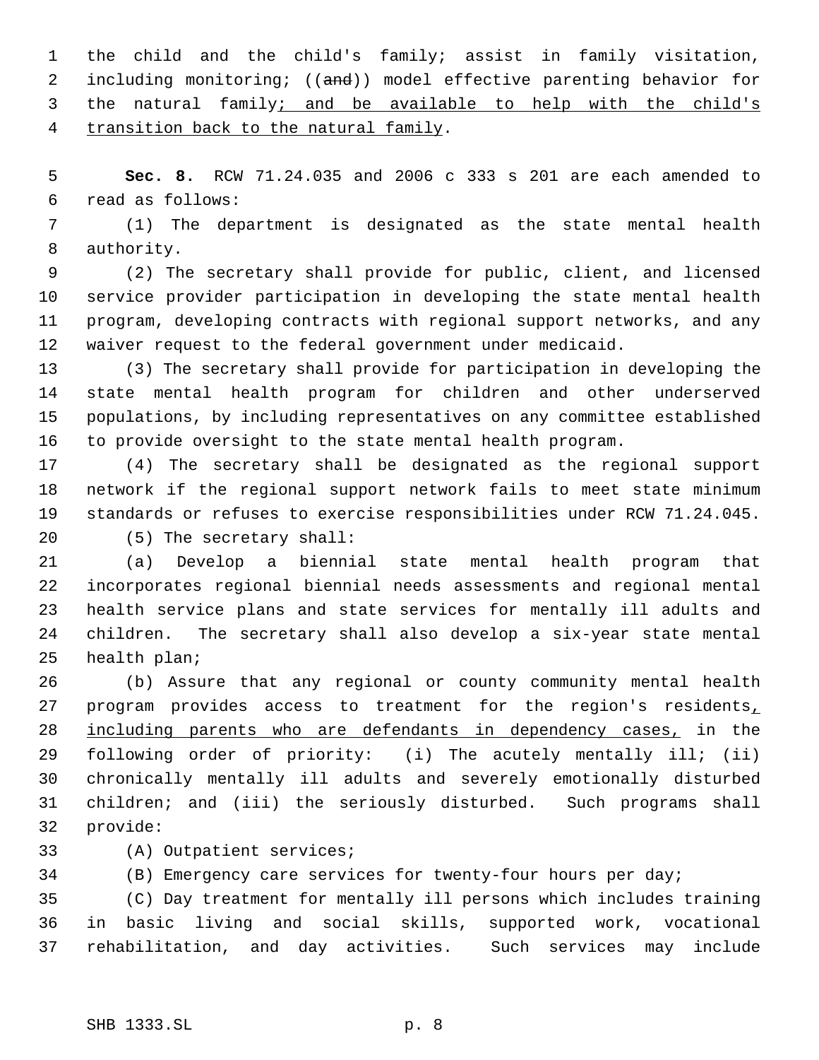the child and the child's family; assist in family visitation, including monitoring; ((~~and~~)) model effective parenting behavior for the natural family; and be available to help with the child's transition back to the natural family.

**Sec. 8.** RCW 71.24.035 and 2006 c 333 s 201 are each amended to read as follows:

(1) The department is designated as the state mental health authority.

(2) The secretary shall provide for public, client, and licensed service provider participation in developing the state mental health program, developing contracts with regional support networks, and any waiver request to the federal government under medicaid.

(3) The secretary shall provide for participation in developing the state mental health program for children and other underserved populations, by including representatives on any committee established to provide oversight to the state mental health program.

(4) The secretary shall be designated as the regional support network if the regional support network fails to meet state minimum standards or refuses to exercise responsibilities under RCW 71.24.045.

(5) The secretary shall:

(a) Develop a biennial state mental health program that incorporates regional biennial needs assessments and regional mental health service plans and state services for mentally ill adults and children. The secretary shall also develop a six-year state mental health plan;

(b) Assure that any regional or county community mental health program provides access to treatment for the region's residents, including parents who are defendants in dependency cases, in the following order of priority: (i) The acutely mentally ill; (ii) chronically mentally ill adults and severely emotionally disturbed children; and (iii) the seriously disturbed. Such programs shall provide:

(A) Outpatient services;

(B) Emergency care services for twenty-four hours per day;

(C) Day treatment for mentally ill persons which includes training in basic living and social skills, supported work, vocational rehabilitation, and day activities. Such services may include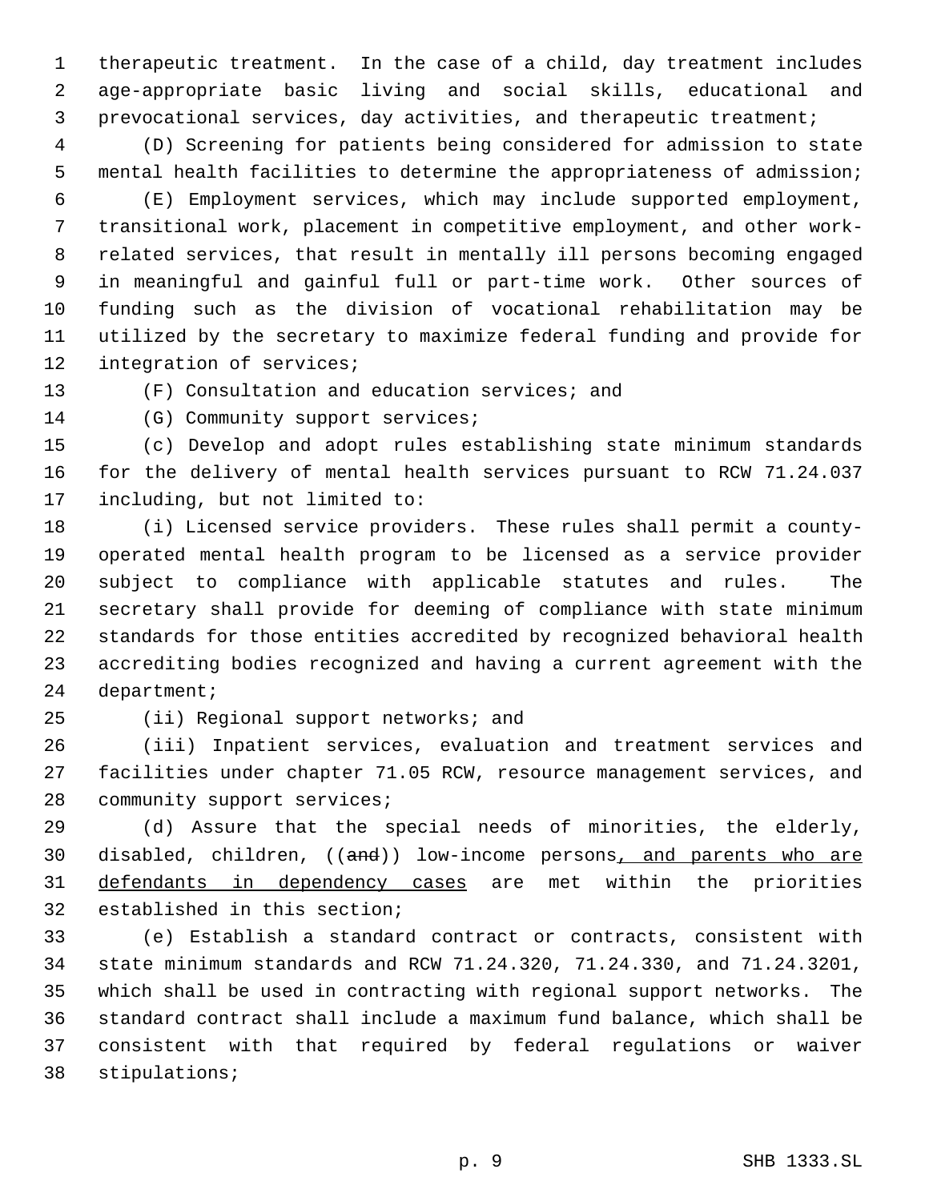therapeutic treatment. In the case of a child, day treatment includes age-appropriate basic living and social skills, educational and prevocational services, day activities, and therapeutic treatment;

(D) Screening for patients being considered for admission to state mental health facilities to determine the appropriateness of admission;

(E) Employment services, which may include supported employment, transitional work, placement in competitive employment, and other work-related services, that result in mentally ill persons becoming engaged in meaningful and gainful full or part-time work. Other sources of funding such as the division of vocational rehabilitation may be utilized by the secretary to maximize federal funding and provide for integration of services;

(F) Consultation and education services; and

(G) Community support services;

(c) Develop and adopt rules establishing state minimum standards for the delivery of mental health services pursuant to RCW 71.24.037 including, but not limited to:

(i) Licensed service providers. These rules shall permit a county-operated mental health program to be licensed as a service provider subject to compliance with applicable statutes and rules. The secretary shall provide for deeming of compliance with state minimum standards for those entities accredited by recognized behavioral health accrediting bodies recognized and having a current agreement with the department;

(ii) Regional support networks; and

(iii) Inpatient services, evaluation and treatment services and facilities under chapter 71.05 RCW, resource management services, and community support services;

(d) Assure that the special needs of minorities, the elderly, disabled, children, ((~~and~~)) low-income persons, and parents who are defendants in dependency cases are met within the priorities established in this section;

(e) Establish a standard contract or contracts, consistent with state minimum standards and RCW 71.24.320, 71.24.330, and 71.24.3201, which shall be used in contracting with regional support networks. The standard contract shall include a maximum fund balance, which shall be consistent with that required by federal regulations or waiver stipulations;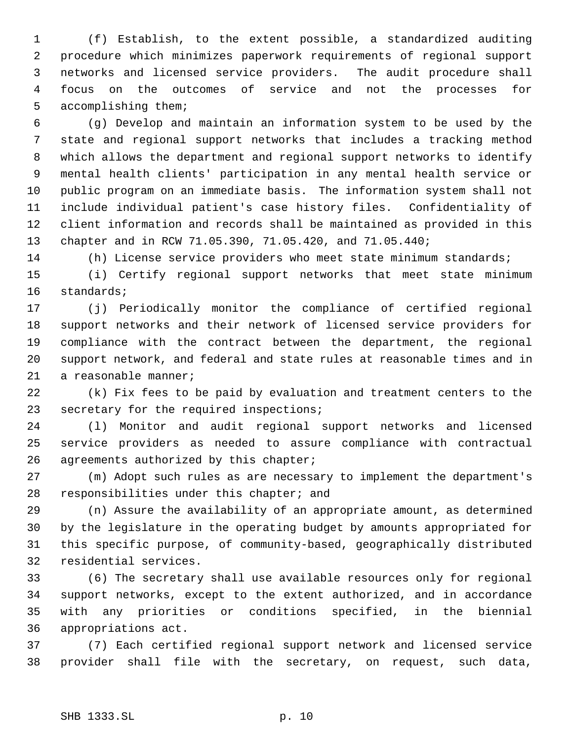(f) Establish, to the extent possible, a standardized auditing procedure which minimizes paperwork requirements of regional support networks and licensed service providers. The audit procedure shall focus on the outcomes of service and not the processes for accomplishing them;

(g) Develop and maintain an information system to be used by the state and regional support networks that includes a tracking method which allows the department and regional support networks to identify mental health clients' participation in any mental health service or public program on an immediate basis. The information system shall not include individual patient's case history files. Confidentiality of client information and records shall be maintained as provided in this chapter and in RCW 71.05.390, 71.05.420, and 71.05.440;

(h) License service providers who meet state minimum standards;

(i) Certify regional support networks that meet state minimum standards;

(j) Periodically monitor the compliance of certified regional support networks and their network of licensed service providers for compliance with the contract between the department, the regional support network, and federal and state rules at reasonable times and in a reasonable manner;

(k) Fix fees to be paid by evaluation and treatment centers to the secretary for the required inspections;

(l) Monitor and audit regional support networks and licensed service providers as needed to assure compliance with contractual agreements authorized by this chapter;

(m) Adopt such rules as are necessary to implement the department's responsibilities under this chapter; and

(n) Assure the availability of an appropriate amount, as determined by the legislature in the operating budget by amounts appropriated for this specific purpose, of community-based, geographically distributed residential services.

(6) The secretary shall use available resources only for regional support networks, except to the extent authorized, and in accordance with any priorities or conditions specified, in the biennial appropriations act.

(7) Each certified regional support network and licensed service provider shall file with the secretary, on request, such data,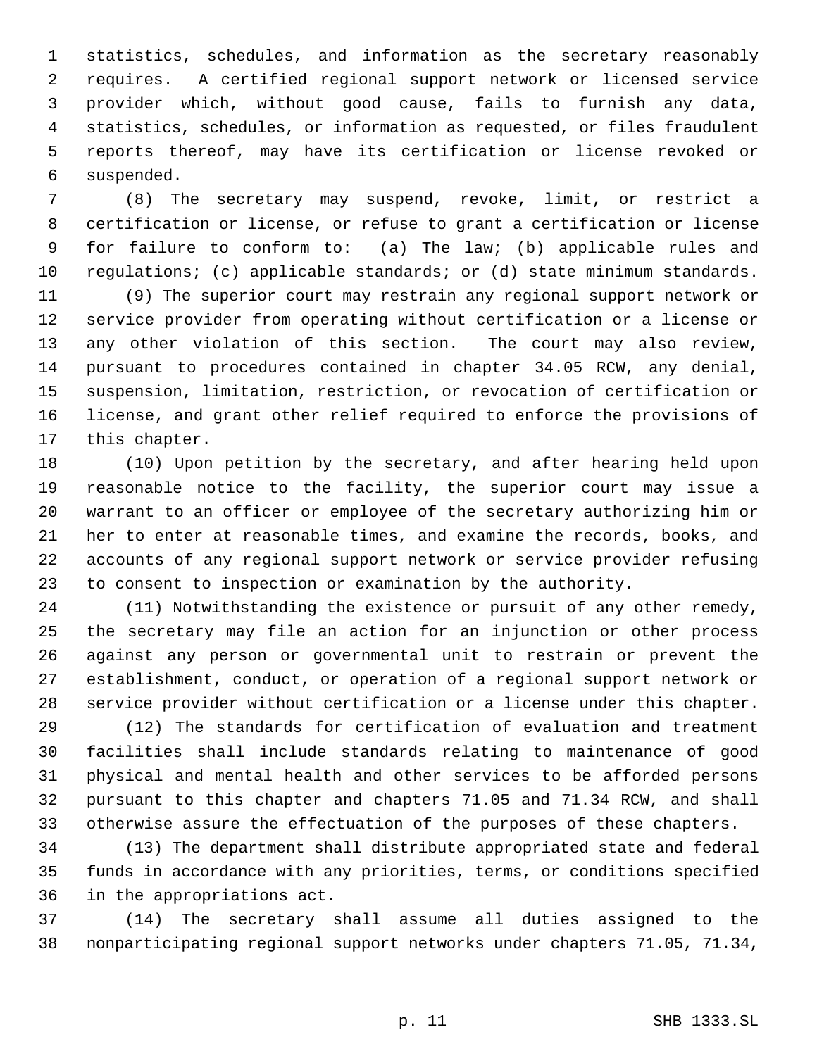statistics, schedules, and information as the secretary reasonably requires. A certified regional support network or licensed service provider which, without good cause, fails to furnish any data, statistics, schedules, or information as requested, or files fraudulent reports thereof, may have its certification or license revoked or suspended.

(8) The secretary may suspend, revoke, limit, or restrict a certification or license, or refuse to grant a certification or license for failure to conform to: (a) The law; (b) applicable rules and regulations; (c) applicable standards; or (d) state minimum standards.

(9) The superior court may restrain any regional support network or service provider from operating without certification or a license or any other violation of this section. The court may also review, pursuant to procedures contained in chapter 34.05 RCW, any denial, suspension, limitation, restriction, or revocation of certification or license, and grant other relief required to enforce the provisions of this chapter.

(10) Upon petition by the secretary, and after hearing held upon reasonable notice to the facility, the superior court may issue a warrant to an officer or employee of the secretary authorizing him or her to enter at reasonable times, and examine the records, books, and accounts of any regional support network or service provider refusing to consent to inspection or examination by the authority.

(11) Notwithstanding the existence or pursuit of any other remedy, the secretary may file an action for an injunction or other process against any person or governmental unit to restrain or prevent the establishment, conduct, or operation of a regional support network or service provider without certification or a license under this chapter.

(12) The standards for certification of evaluation and treatment facilities shall include standards relating to maintenance of good physical and mental health and other services to be afforded persons pursuant to this chapter and chapters 71.05 and 71.34 RCW, and shall otherwise assure the effectuation of the purposes of these chapters.

(13) The department shall distribute appropriated state and federal funds in accordance with any priorities, terms, or conditions specified in the appropriations act.

(14) The secretary shall assume all duties assigned to the nonparticipating regional support networks under chapters 71.05, 71.34,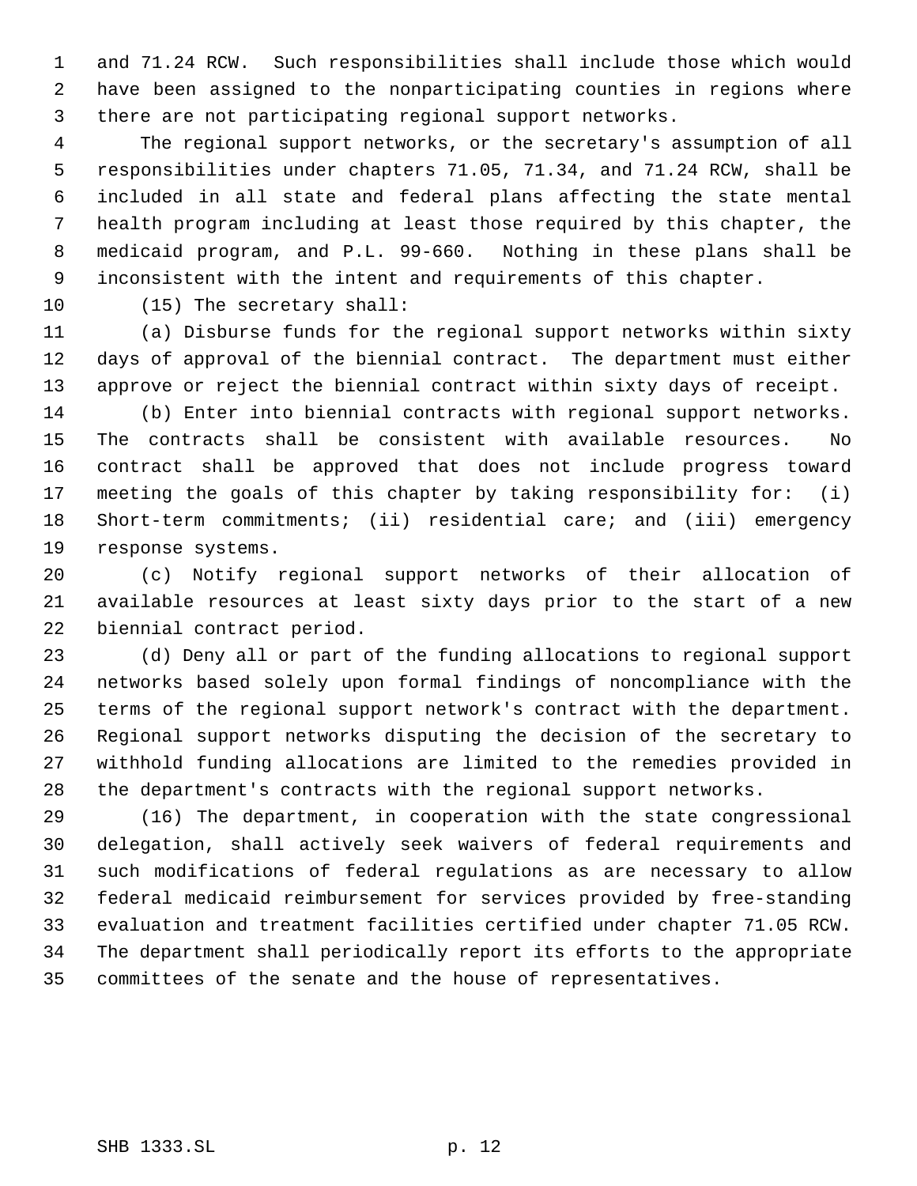and 71.24 RCW. Such responsibilities shall include those which would have been assigned to the nonparticipating counties in regions where there are not participating regional support networks.

The regional support networks, or the secretary's assumption of all responsibilities under chapters 71.05, 71.34, and 71.24 RCW, shall be included in all state and federal plans affecting the state mental health program including at least those required by this chapter, the medicaid program, and P.L. 99-660. Nothing in these plans shall be inconsistent with the intent and requirements of this chapter.

(15) The secretary shall:

(a) Disburse funds for the regional support networks within sixty days of approval of the biennial contract. The department must either approve or reject the biennial contract within sixty days of receipt.

(b) Enter into biennial contracts with regional support networks. The contracts shall be consistent with available resources. No contract shall be approved that does not include progress toward meeting the goals of this chapter by taking responsibility for: (i) Short-term commitments; (ii) residential care; and (iii) emergency response systems.

(c) Notify regional support networks of their allocation of available resources at least sixty days prior to the start of a new biennial contract period.

(d) Deny all or part of the funding allocations to regional support networks based solely upon formal findings of noncompliance with the terms of the regional support network's contract with the department. Regional support networks disputing the decision of the secretary to withhold funding allocations are limited to the remedies provided in the department's contracts with the regional support networks.

(16) The department, in cooperation with the state congressional delegation, shall actively seek waivers of federal requirements and such modifications of federal regulations as are necessary to allow federal medicaid reimbursement for services provided by free-standing evaluation and treatment facilities certified under chapter 71.05 RCW. The department shall periodically report its efforts to the appropriate committees of the senate and the house of representatives.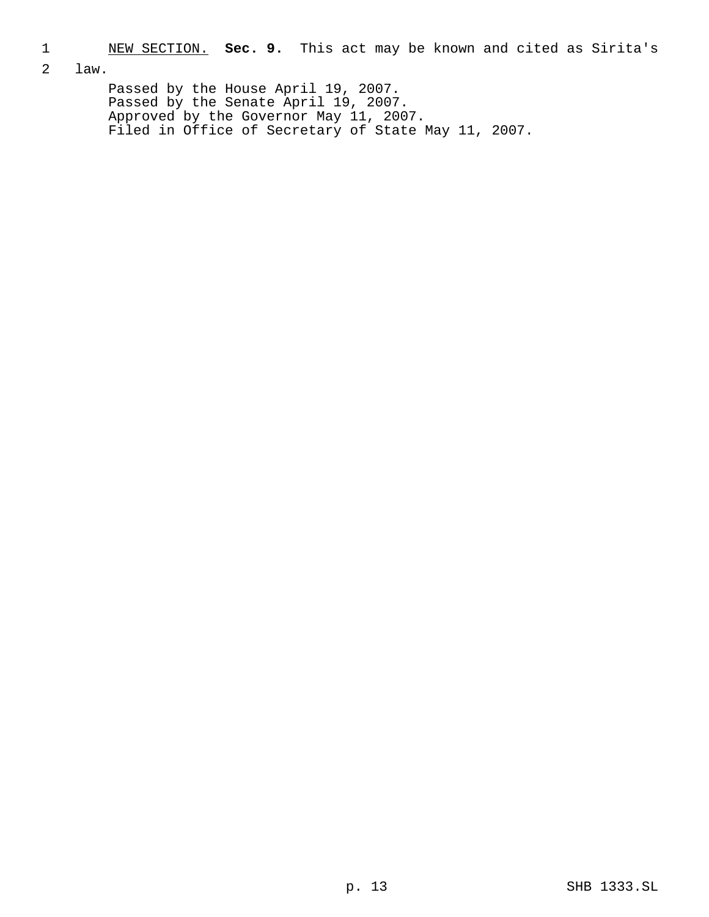NEW SECTION. **Sec. 9.** This act may be known and cited as Sirita's law.

Passed by the House April 19, 2007.
Passed by the Senate April 19, 2007.
Approved by the Governor May 11, 2007.
Filed in Office of Secretary of State May 11, 2007.